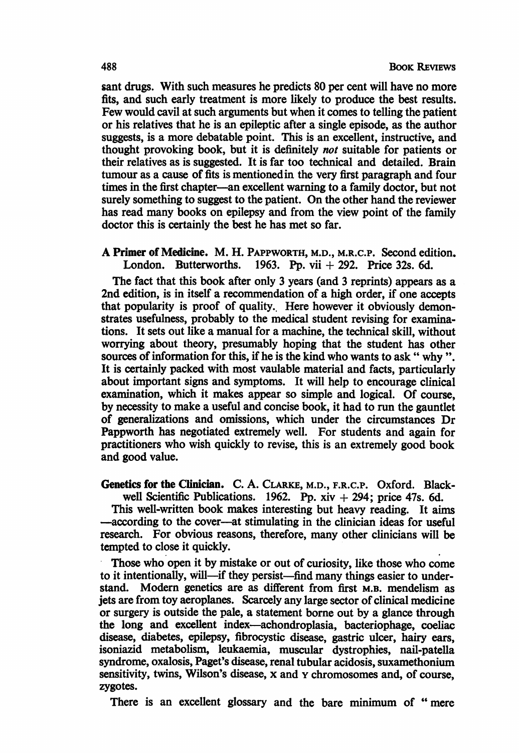sant drugs. With such measures he predicts 80 per cent will have no more fits, and such early treatment is more likely to produce the best results. Few would cavil at such arguments but when it comes to telling the patient or his relatives that he is an epileptic after a single episode, as the author suggests, is a more debatable point. This is an excellent, instructive, and thought provoking book, but it is definitely *not* suitable for patients or their relatives as is suggested. It is far too technical and detailed. Brain tumour as a cause of fits is mentioned in the very first paragraph and four times in the first chapter—an excellent warning to a family doctor, but not surely something to suggest to the patient. On the other hand the reviewer has read many books on epilepsy and from the view point of the family doctor this is certainly the best he has met so far.

**A Primer of Medicine.** M. H. PAPPWORTH, M.D., M.R.C.P. Second edition. London. Butterworths. 1963. Pp. vii + 292. Price 32s. 6d.

The fact that this book after only 3 years (and 3 reprints) appears as a 2nd edition, is in itself a recommendation of a high order, if one accepts that popularity is proof of quality. Here however it obviously demonstrates usefulness, probably to the medical student revising for examinations. It sets out like a manual for a machine, the technical skill, without worrying about theory, presumably hoping that the student has other sources of information for this, if he is the kind who wants to ask " why ". It is certainly packed with most vaulable material and facts, particularly about important signs and symptoms. It will help to encourage clinical examination, which it makes appear so simple and logical. Of course, by necessity to make a useful and concise book, it had to run the gauntlet of generalizations and omissions, which under the circumstances Dr Pappworth has negotiated extremely well. For students and again for practitioners who wish quickly to revise, this is an extremely good book and good value.

**Genetics for the Clinician.** C. A. CLARKE, M.D., F.R.C.P. Oxford. Blackwell Scientific Publications. 1962. Pp. xiv + 294; price 47s. 6d.

This well-written book makes interesting but heavy reading. It aims —according to the cover—at stimulating in the clinician ideas for useful research. For obvious reasons, therefore, many other clinicians will be tempted to close it quickly.

Those who open it by mistake or out of curiosity, like those who come to it intentionally, will—if they persist—find many things easier to understand. Modern genetics are as different from first M.B. mendelism as jets are from toy aeroplanes. Scarcely any large sector of clinical medicine or surgery is outside the pale, a statement borne out by a glance through the long and excellent index—achondroplasia, bacteriophage, coeliac disease, diabetes, epilepsy, fibrocystic disease, gastric ulcer, hairy ears, isoniazid metabolism, leukaemia, muscular dystrophies, nail-patella syndrome, oxalosis, Paget's disease, renal tubular acidosis, suxamethonium sensitivity, twins, Wilson's disease, X and Y chromosomes and, of course, zygotes.

There is an excellent glossary and the bare minimum of " mere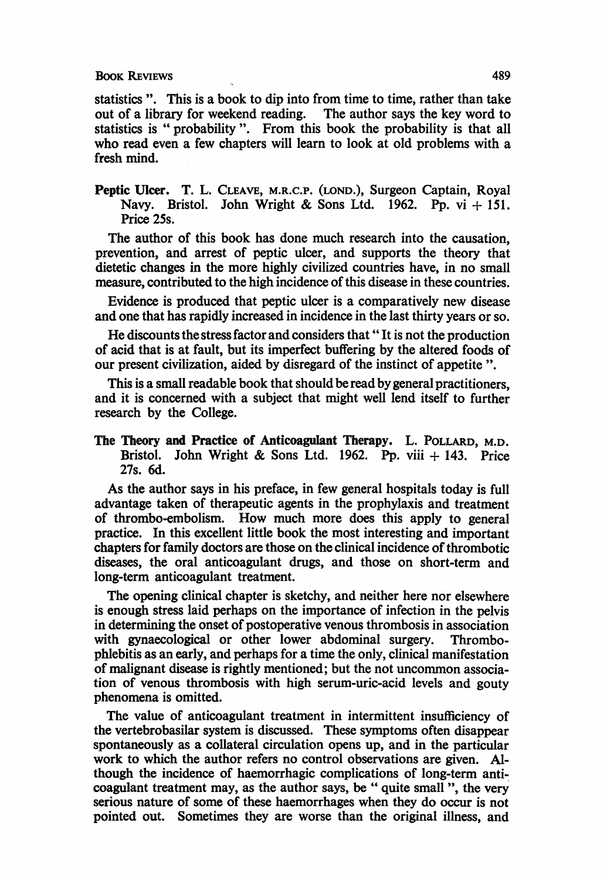statistics ". This is a book to dip into from time to time, rather than take out of a library for weekend reading. The author says the key word to statistics is " probability ". From this book the probability is that all who read even a few chapters will learn to look at old problems with a fresh mind.

**Peptic Ulcer.** T. L. CLEAVE, M.R.C.P. (LOND.), Surgeon Captain, Royal Navy. Bristol. John Wright & Sons Ltd. 1962. Pp. vi + 151. Price 25s.

The author of this book has done much research into the causation, prevention, and arrest of peptic ulcer, and supports the theory that dietetic changes in the more highly civilized countries have, in no small measure, contributed to the high incidence of this disease in these countries.

Evidence is produced that peptic ulcer is a comparatively new disease and one that has rapidly increased in incidence in the last thirty years or so.

He discounts the stress factor and considers that " It is not the production of acid that is at fault, but its imperfect buffering by the altered foods of our present civilization, aided by disregard of the instinct of appetite ".

This is a small readable book that should be read by general practitioners, and it is concerned with a subject that might well lend itself to further research by the College.

**The Theory and Practice of Anticoagulant Therapy.** L. POLLARD, M.D. Bristol. John Wright & Sons Ltd. 1962. Pp. viii + 143. Price 27s. 6d.

As the author says in his preface, in few general hospitals today is full advantage taken of therapeutic agents in the prophylaxis and treatment of thrombo-embolism. How much more does this apply to general practice. In this excellent little book the most interesting and important chapters for family doctors are those on the clinical incidence of thrombotic diseases, the oral anticoagulant drugs, and those on short-term and long-term anticoagulant treatment.

The opening clinical chapter is sketchy, and neither here nor elsewhere is enough stress laid perhaps on the importance of infection in the pelvis in determining the onset of postoperative venous thrombosis in association with gynaecological or other lower abdominal surgery. Thrombophlebitis as an early, and perhaps for a time the only, clinical manifestation of malignant disease is rightly mentioned; but the not uncommon association of venous thrombosis with high serum-uric-acid levels and gouty phenomena is omitted.

The value of anticoagulant treatment in intermittent insufficiency of the vertebrobasilar system is discussed. These symptoms often disappear spontaneously as a collateral circulation opens up, and in the particular work to which the author refers no control observations are given. Although the incidence of haemorrhagic complications of long-term anticoagulant treatment may, as the author says, be " quite small ", the very serious nature of some of these haemorrhages when they do occur is not pointed out. Sometimes they are worse than the original illness, and